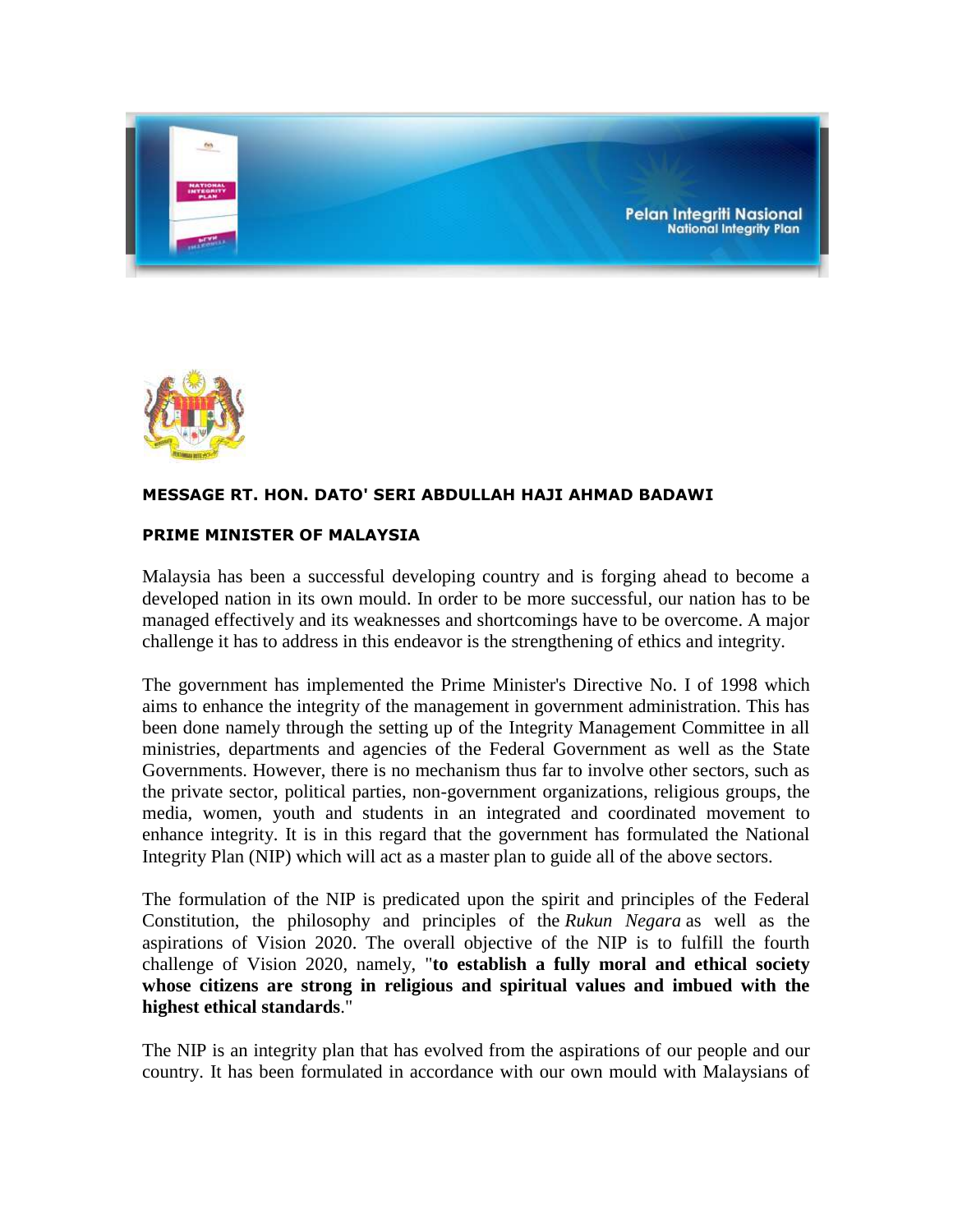Pelan Integriti Nasional
National Integrity Plan

**MESSAGE RT. HON. DATO' SERI ABDULLAH HAJI AHMAD BADAWI**

**PRIME MINISTER OF MALAYSIA**

Malaysia has been a successful developing country and is forging ahead to become a developed nation in its own mould. In order to be more successful, our nation has to be managed effectively and its weaknesses and shortcomings have to be overcome. A major challenge it has to address in this endeavor is the strengthening of ethics and integrity.

The government has implemented the Prime Minister's Directive No. I of 1998 which aims to enhance the integrity of the management in government administration. This has been done namely through the setting up of the Integrity Management Committee in all ministries, departments and agencies of the Federal Government as well as the State Governments. However, there is no mechanism thus far to involve other sectors, such as the private sector, political parties, non-government organizations, religious groups, the media, women, youth and students in an integrated and coordinated movement to enhance integrity. It is in this regard that the government has formulated the National Integrity Plan (NIP) which will act as a master plan to guide all of the above sectors.

The formulation of the NIP is predicated upon the spirit and principles of the Federal Constitution, the philosophy and principles of the *Rukun Negara* as well as the aspirations of Vision 2020. The overall objective of the NIP is to fulfill the fourth challenge of Vision 2020, namely, "**to establish a fully moral and ethical society whose citizens are strong in religious and spiritual values and imbued with the highest ethical standards**."

The NIP is an integrity plan that has evolved from the aspirations of our people and our country. It has been formulated in accordance with our own mould with Malaysians of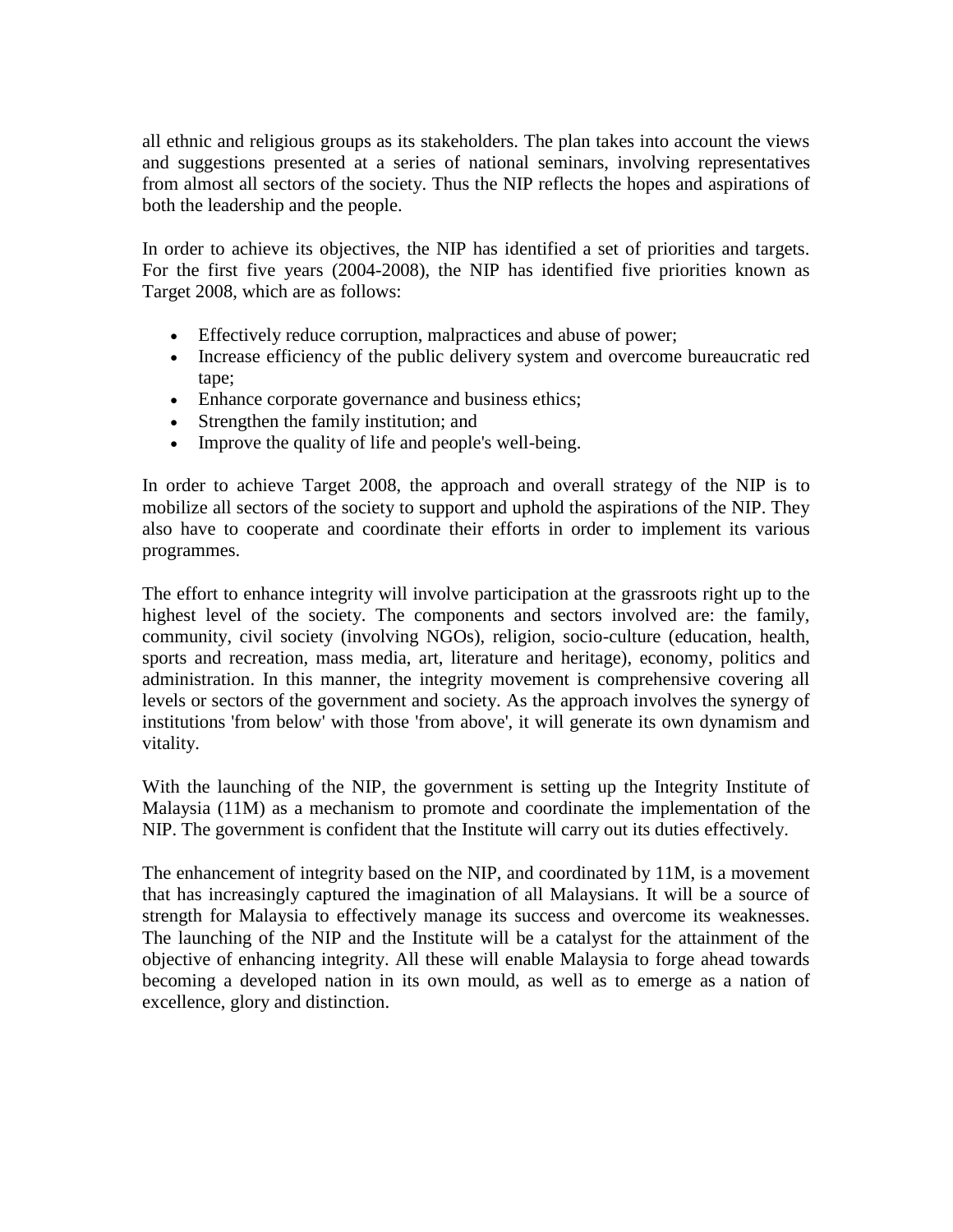all ethnic and religious groups as its stakeholders. The plan takes into account the views and suggestions presented at a series of national seminars, involving representatives from almost all sectors of the society. Thus the NIP reflects the hopes and aspirations of both the leadership and the people.

In order to achieve its objectives, the NIP has identified a set of priorities and targets. For the first five years (2004-2008), the NIP has identified five priorities known as Target 2008, which are as follows:

- Effectively reduce corruption, malpractices and abuse of power;
- Increase efficiency of the public delivery system and overcome bureaucratic red tape;
- Enhance corporate governance and business ethics;
- Strengthen the family institution; and
- Improve the quality of life and people's well-being.

In order to achieve Target 2008, the approach and overall strategy of the NIP is to mobilize all sectors of the society to support and uphold the aspirations of the NIP. They also have to cooperate and coordinate their efforts in order to implement its various programmes.

The effort to enhance integrity will involve participation at the grassroots right up to the highest level of the society. The components and sectors involved are: the family, community, civil society (involving NGOs), religion, socio-culture (education, health, sports and recreation, mass media, art, literature and heritage), economy, politics and administration. In this manner, the integrity movement is comprehensive covering all levels or sectors of the government and society. As the approach involves the synergy of institutions 'from below' with those 'from above', it will generate its own dynamism and vitality.

With the launching of the NIP, the government is setting up the Integrity Institute of Malaysia (11M) as a mechanism to promote and coordinate the implementation of the NIP. The government is confident that the Institute will carry out its duties effectively.

The enhancement of integrity based on the NIP, and coordinated by 11M, is a movement that has increasingly captured the imagination of all Malaysians. It will be a source of strength for Malaysia to effectively manage its success and overcome its weaknesses. The launching of the NIP and the Institute will be a catalyst for the attainment of the objective of enhancing integrity. All these will enable Malaysia to forge ahead towards becoming a developed nation in its own mould, as well as to emerge as a nation of excellence, glory and distinction.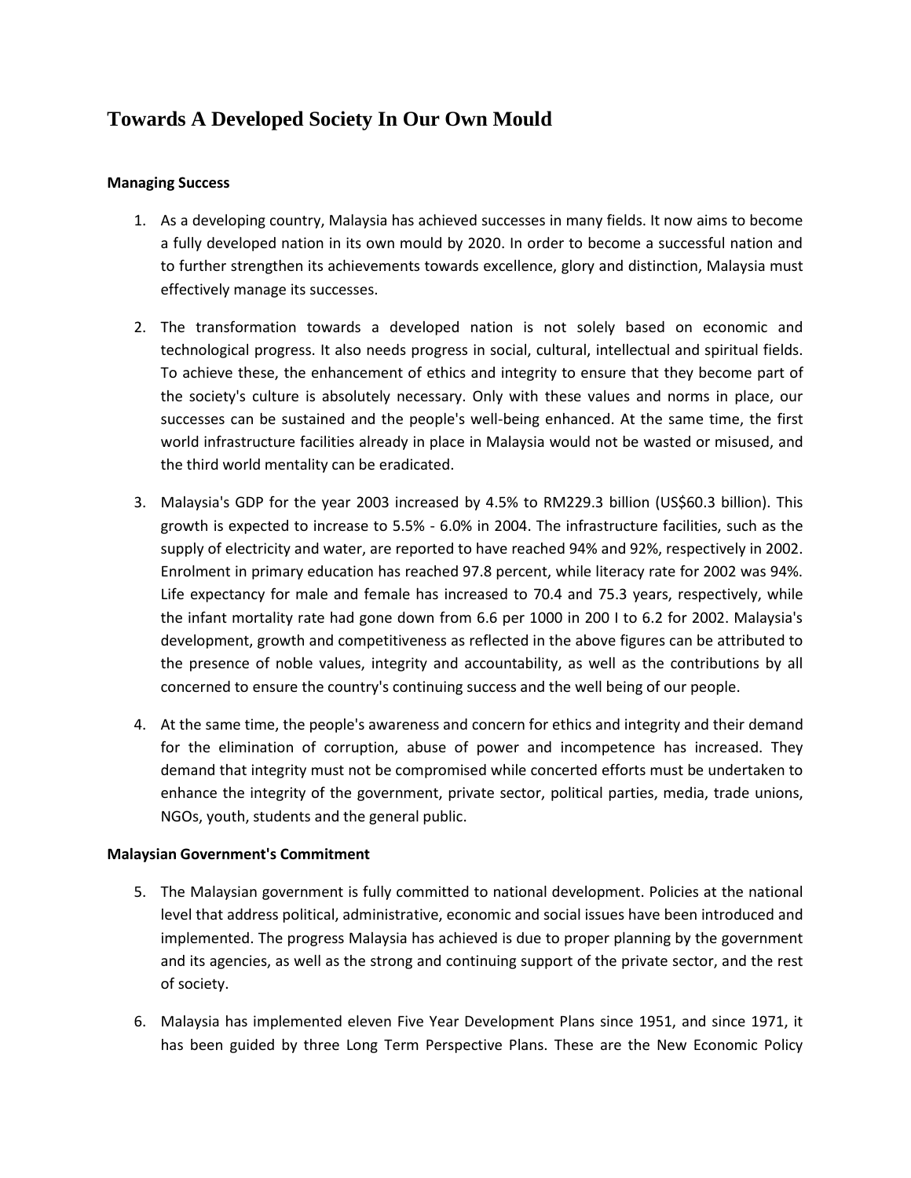# Towards A Developed Society In Our Own Mould

**Managing Success**

1. As a developing country, Malaysia has achieved successes in many fields. It now aims to become a fully developed nation in its own mould by 2020. In order to become a successful nation and to further strengthen its achievements towards excellence, glory and distinction, Malaysia must effectively manage its successes.

2. The transformation towards a developed nation is not solely based on economic and technological progress. It also needs progress in social, cultural, intellectual and spiritual fields. To achieve these, the enhancement of ethics and integrity to ensure that they become part of the society's culture is absolutely necessary. Only with these values and norms in place, our successes can be sustained and the people's well-being enhanced. At the same time, the first world infrastructure facilities already in place in Malaysia would not be wasted or misused, and the third world mentality can be eradicated.

3. Malaysia's GDP for the year 2003 increased by 4.5% to RM229.3 billion (US$60.3 billion). This growth is expected to increase to 5.5% - 6.0% in 2004. The infrastructure facilities, such as the supply of electricity and water, are reported to have reached 94% and 92%, respectively in 2002. Enrolment in primary education has reached 97.8 percent, while literacy rate for 2002 was 94%. Life expectancy for male and female has increased to 70.4 and 75.3 years, respectively, while the infant mortality rate had gone down from 6.6 per 1000 in 200 I to 6.2 for 2002. Malaysia's development, growth and competitiveness as reflected in the above figures can be attributed to the presence of noble values, integrity and accountability, as well as the contributions by all concerned to ensure the country's continuing success and the well being of our people.

4. At the same time, the people's awareness and concern for ethics and integrity and their demand for the elimination of corruption, abuse of power and incompetence has increased. They demand that integrity must not be compromised while concerted efforts must be undertaken to enhance the integrity of the government, private sector, political parties, media, trade unions, NGOs, youth, students and the general public.

**Malaysian Government's Commitment**

5. The Malaysian government is fully committed to national development. Policies at the national level that address political, administrative, economic and social issues have been introduced and implemented. The progress Malaysia has achieved is due to proper planning by the government and its agencies, as well as the strong and continuing support of the private sector, and the rest of society.

6. Malaysia has implemented eleven Five Year Development Plans since 1951, and since 1971, it has been guided by three Long Term Perspective Plans. These are the New Economic Policy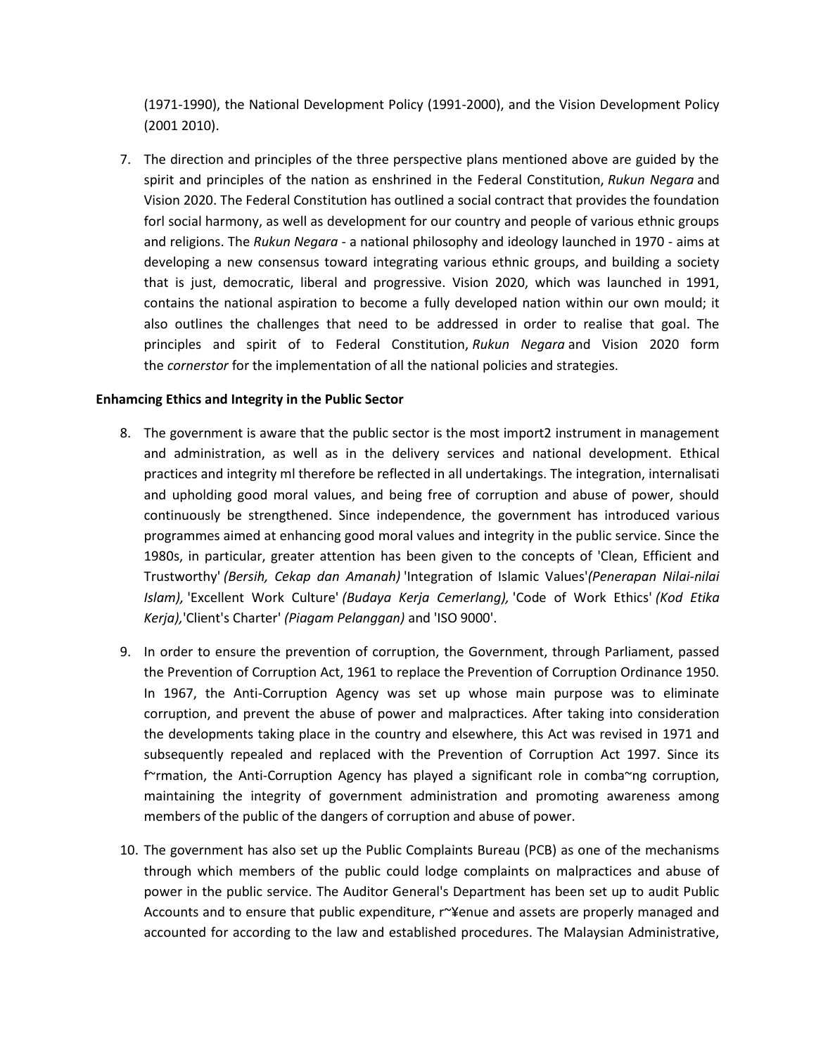(1971-1990), the National Development Policy (1991-2000), and the Vision Development Policy (2001 2010).

7. The direction and principles of the three perspective plans mentioned above are guided by the spirit and principles of the nation as enshrined in the Federal Constitution, *Rukun Negara* and Vision 2020. The Federal Constitution has outlined a social contract that provides the foundation forl social harmony, as well as development for our country and people of various ethnic groups and religions. The *Rukun Negara* - a national philosophy and ideology launched in 1970 - aims at developing a new consensus toward integrating various ethnic groups, and building a society that is just, democratic, liberal and progressive. Vision 2020, which was launched in 1991, contains the national aspiration to become a fully developed nation within our own mould; it also outlines the challenges that need to be addressed in order to realise that goal. The principles and spirit of to Federal Constitution, *Rukun Negara* and Vision 2020 form the *cornerstor* for the implementation of all the national policies and strategies.

**Enhamcing Ethics and Integrity in the Public Sector**

8. The government is aware that the public sector is the most import2 instrument in management and administration, as well as in the delivery services and national development. Ethical practices and integrity ml therefore be reflected in all undertakings. The integration, internalisati and upholding good moral values, and being free of corruption and abuse of power, should continuously be strengthened. Since independence, the government has introduced various programmes aimed at enhancing good moral values and integrity in the public service. Since the 1980s, in particular, greater attention has been given to the concepts of 'Clean, Efficient and Trustworthy' *(Bersih, Cekap dan Amanah)* 'Integration of Islamic Values'*(Penerapan Nilai-nilai Islam),* 'Excellent Work Culture' *(Budaya Kerja Cemerlang),* 'Code of Work Ethics' *(Kod Etika Kerja),*'Client's Charter' *(Piagam Pelanggan)* and 'ISO 9000'.

9. In order to ensure the prevention of corruption, the Government, through Parliament, passed the Prevention of Corruption Act, 1961 to replace the Prevention of Corruption Ordinance 1950. In 1967, the Anti-Corruption Agency was set up whose main purpose was to eliminate corruption, and prevent the abuse of power and malpractices. After taking into consideration the developments taking place in the country and elsewhere, this Act was revised in 1971 and subsequently repealed and replaced with the Prevention of Corruption Act 1997. Since its f~rmation, the Anti-Corruption Agency has played a significant role in comba~ng corruption, maintaining the integrity of government administration and promoting awareness among members of the public of the dangers of corruption and abuse of power.

10. The government has also set up the Public Complaints Bureau (PCB) as one of the mechanisms through which members of the public could lodge complaints on malpractices and abuse of power in the public service. The Auditor General's Department has been set up to audit Public Accounts and to ensure that public expenditure, r~¥enue and assets are properly managed and accounted for according to the law and established procedures. The Malaysian Administrative,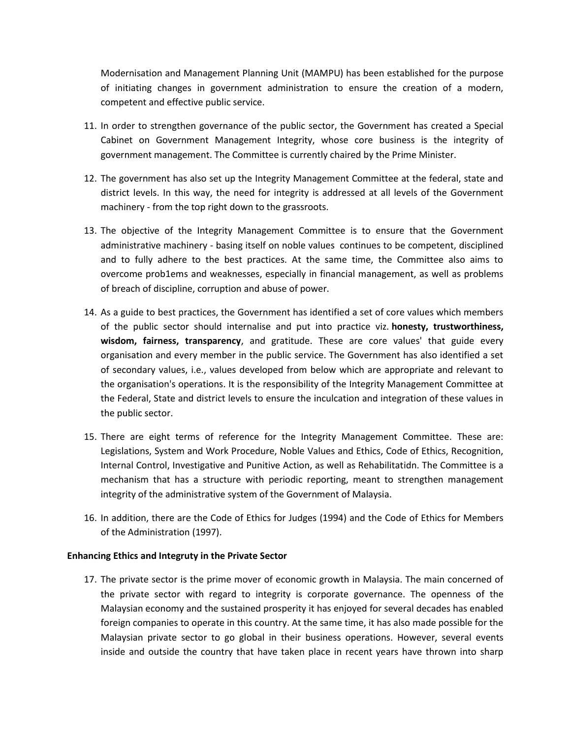Modernisation and Management Planning Unit (MAMPU) has been established for the purpose of initiating changes in government administration to ensure the creation of a modern, competent and effective public service.

11. In order to strengthen governance of the public sector, the Government has created a Special Cabinet on Government Management Integrity, whose core business is the integrity of government management. The Committee is currently chaired by the Prime Minister.

12. The government has also set up the Integrity Management Committee at the federal, state and district levels. In this way, the need for integrity is addressed at all levels of the Government machinery - from the top right down to the grassroots.

13. The objective of the Integrity Management Committee is to ensure that the Government administrative machinery - basing itself on noble values continues to be competent, disciplined and to fully adhere to the best practices. At the same time, the Committee also aims to overcome prob1ems and weaknesses, especially in financial management, as well as problems of breach of discipline, corruption and abuse of power.

14. As a guide to best practices, the Government has identified a set of core values which members of the public sector should internalise and put into practice viz. **honesty, trustworthiness, wisdom, fairness, transparency**, and gratitude. These are core values' that guide every organisation and every member in the public service. The Government has also identified a set of secondary values, i.e., values developed from below which are appropriate and relevant to the organisation's operations. It is the responsibility of the Integrity Management Committee at the Federal, State and district levels to ensure the inculcation and integration of these values in the public sector.

15. There are eight terms of reference for the Integrity Management Committee. These are: Legislations, System and Work Procedure, Noble Values and Ethics, Code of Ethics, Recognition, Internal Control, Investigative and Punitive Action, as well as Rehabilitatidn. The Committee is a mechanism that has a structure with periodic reporting, meant to strengthen management integrity of the administrative system of the Government of Malaysia.

16. In addition, there are the Code of Ethics for Judges (1994) and the Code of Ethics for Members of the Administration (1997).

**Enhancing Ethics and Integruty in the Private Sector**

17. The private sector is the prime mover of economic growth in Malaysia. The main concerned of the private sector with regard to integrity is corporate governance. The openness of the Malaysian economy and the sustained prosperity it has enjoyed for several decades has enabled foreign companies to operate in this country. At the same time, it has also made possible for the Malaysian private sector to go global in their business operations. However, several events inside and outside the country that have taken place in recent years have thrown into sharp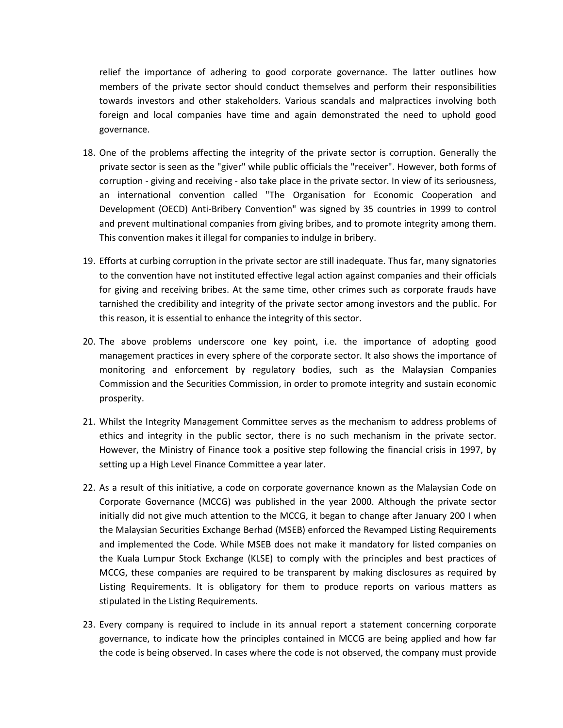relief the importance of adhering to good corporate governance. The latter outlines how members of the private sector should conduct themselves and perform their responsibilities towards investors and other stakeholders. Various scandals and malpractices involving both foreign and local companies have time and again demonstrated the need to uphold good governance.

18. One of the problems affecting the integrity of the private sector is corruption. Generally the private sector is seen as the "giver" while public officials the "receiver". However, both forms of corruption - giving and receiving - also take place in the private sector. In view of its seriousness, an international convention called "The Organisation for Economic Cooperation and Development (OECD) Anti-Bribery Convention" was signed by 35 countries in 1999 to control and prevent multinational companies from giving bribes, and to promote integrity among them. This convention makes it illegal for companies to indulge in bribery.

19. Efforts at curbing corruption in the private sector are still inadequate. Thus far, many signatories to the convention have not instituted effective legal action against companies and their officials for giving and receiving bribes. At the same time, other crimes such as corporate frauds have tarnished the credibility and integrity of the private sector among investors and the public. For this reason, it is essential to enhance the integrity of this sector.

20. The above problems underscore one key point, i.e. the importance of adopting good management practices in every sphere of the corporate sector. It also shows the importance of monitoring and enforcement by regulatory bodies, such as the Malaysian Companies Commission and the Securities Commission, in order to promote integrity and sustain economic prosperity.

21. Whilst the Integrity Management Committee serves as the mechanism to address problems of ethics and integrity in the public sector, there is no such mechanism in the private sector. However, the Ministry of Finance took a positive step following the financial crisis in 1997, by setting up a High Level Finance Committee a year later.

22. As a result of this initiative, a code on corporate governance known as the Malaysian Code on Corporate Governance (MCCG) was published in the year 2000. Although the private sector initially did not give much attention to the MCCG, it began to change after January 200 I when the Malaysian Securities Exchange Berhad (MSEB) enforced the Revamped Listing Requirements and implemented the Code. While MSEB does not make it mandatory for listed companies on the Kuala Lumpur Stock Exchange (KLSE) to comply with the principles and best practices of MCCG, these companies are required to be transparent by making disclosures as required by Listing Requirements. It is obligatory for them to produce reports on various matters as stipulated in the Listing Requirements.

23. Every company is required to include in its annual report a statement concerning corporate governance, to indicate how the principles contained in MCCG are being applied and how far the code is being observed. In cases where the code is not observed, the company must provide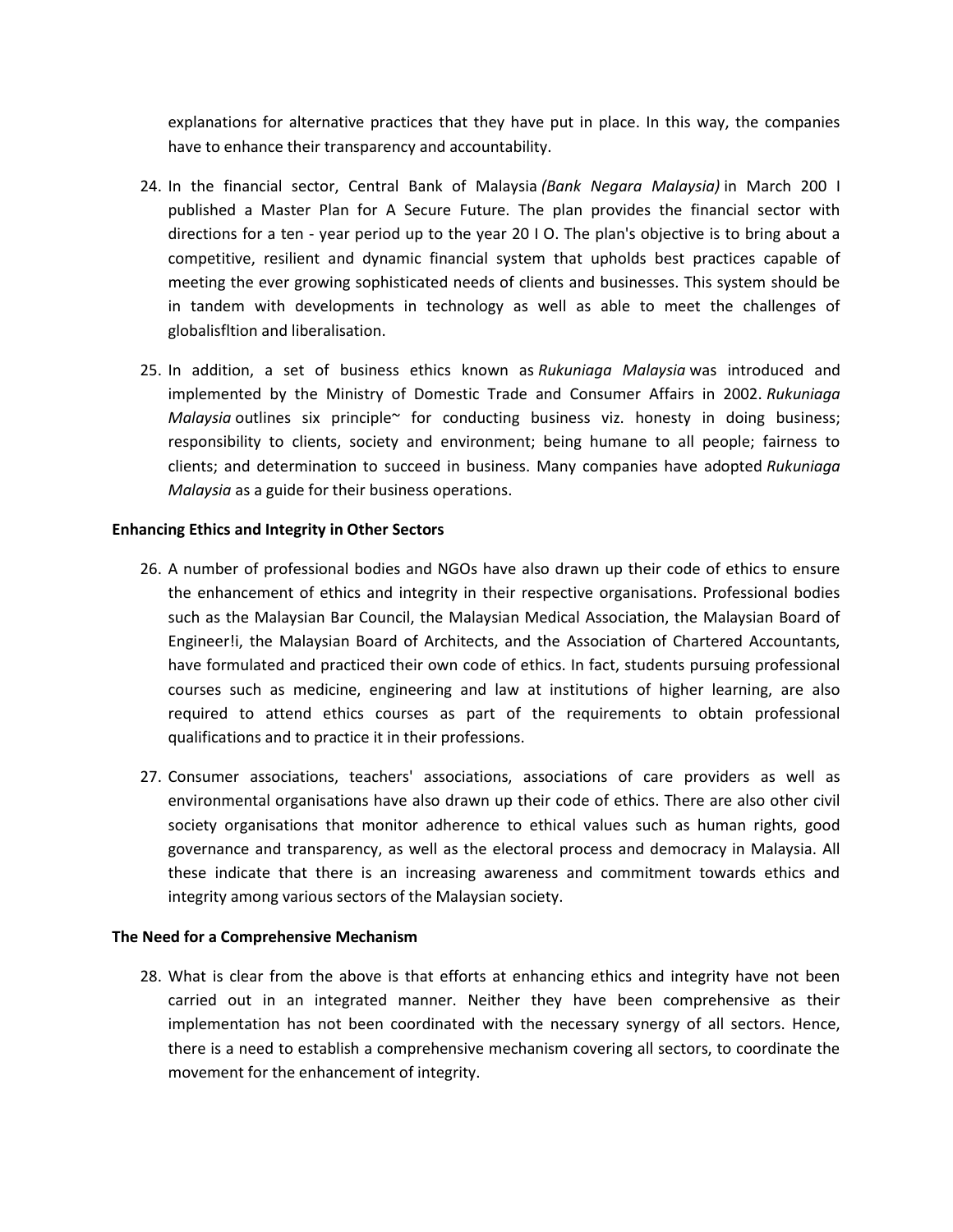explanations for alternative practices that they have put in place. In this way, the companies have to enhance their transparency and accountability.

24. In the financial sector, Central Bank of Malaysia *(Bank Negara Malaysia)* in March 200 I published a Master Plan for A Secure Future. The plan provides the financial sector with directions for a ten - year period up to the year 20 I O. The plan's objective is to bring about a competitive, resilient and dynamic financial system that upholds best practices capable of meeting the ever growing sophisticated needs of clients and businesses. This system should be in tandem with developments in technology as well as able to meet the challenges of globalisfltion and liberalisation.

25. In addition, a set of business ethics known as *Rukuniaga Malaysia* was introduced and implemented by the Ministry of Domestic Trade and Consumer Affairs in 2002. *Rukuniaga Malaysia* outlines six principle~ for conducting business viz. honesty in doing business; responsibility to clients, society and environment; being humane to all people; fairness to clients; and determination to succeed in business. Many companies have adopted *Rukuniaga Malaysia* as a guide for their business operations.

**Enhancing Ethics and Integrity in Other Sectors**

26. A number of professional bodies and NGOs have also drawn up their code of ethics to ensure the enhancement of ethics and integrity in their respective organisations. Professional bodies such as the Malaysian Bar Council, the Malaysian Medical Association, the Malaysian Board of Engineer!i, the Malaysian Board of Architects, and the Association of Chartered Accountants, have formulated and practiced their own code of ethics. In fact, students pursuing professional courses such as medicine, engineering and law at institutions of higher learning, are also required to attend ethics courses as part of the requirements to obtain professional qualifications and to practice it in their professions.

27. Consumer associations, teachers' associations, associations of care providers as well as environmental organisations have also drawn up their code of ethics. There are also other civil society organisations that monitor adherence to ethical values such as human rights, good governance and transparency, as well as the electoral process and democracy in Malaysia. All these indicate that there is an increasing awareness and commitment towards ethics and integrity among various sectors of the Malaysian society.

**The Need for a Comprehensive Mechanism**

28. What is clear from the above is that efforts at enhancing ethics and integrity have not been carried out in an integrated manner. Neither they have been comprehensive as their implementation has not been coordinated with the necessary synergy of all sectors. Hence, there is a need to establish a comprehensive mechanism covering all sectors, to coordinate the movement for the enhancement of integrity.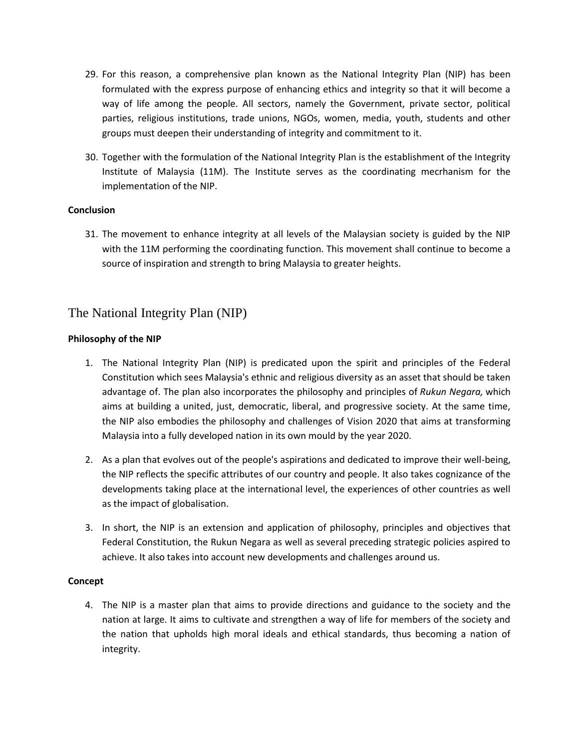29. For this reason, a comprehensive plan known as the National Integrity Plan (NIP) has been formulated with the express purpose of enhancing ethics and integrity so that it will become a way of life among the people. All sectors, namely the Government, private sector, political parties, religious institutions, trade unions, NGOs, women, media, youth, students and other groups must deepen their understanding of integrity and commitment to it.

30. Together with the formulation of the National Integrity Plan is the establishment of the Integrity Institute of Malaysia (11M). The Institute serves as the coordinating mecrhanism for the implementation of the NIP.

**Conclusion**

31. The movement to enhance integrity at all levels of the Malaysian society is guided by the NIP with the 11M performing the coordinating function. This movement shall continue to become a source of inspiration and strength to bring Malaysia to greater heights.

## The National Integrity Plan (NIP)

**Philosophy of the NIP**

1. The National Integrity Plan (NIP) is predicated upon the spirit and principles of the Federal Constitution which sees Malaysia's ethnic and religious diversity as an asset that should be taken advantage of. The plan also incorporates the philosophy and principles of *Rukun Negara,* which aims at building a united, just, democratic, liberal, and progressive society. At the same time, the NIP also embodies the philosophy and challenges of Vision 2020 that aims at transforming Malaysia into a fully developed nation in its own mould by the year 2020.

2. As a plan that evolves out of the people's aspirations and dedicated to improve their well-being, the NIP reflects the specific attributes of our country and people. It also takes cognizance of the developments taking place at the international level, the experiences of other countries as well as the impact of globalisation.

3. In short, the NIP is an extension and application of philosophy, principles and objectives that Federal Constitution, the Rukun Negara as well as several preceding strategic policies aspired to achieve. It also takes into account new developments and challenges around us.

**Concept**

4. The NIP is a master plan that aims to provide directions and guidance to the society and the nation at large. It aims to cultivate and strengthen a way of life for members of the society and the nation that upholds high moral ideals and ethical standards, thus becoming a nation of integrity.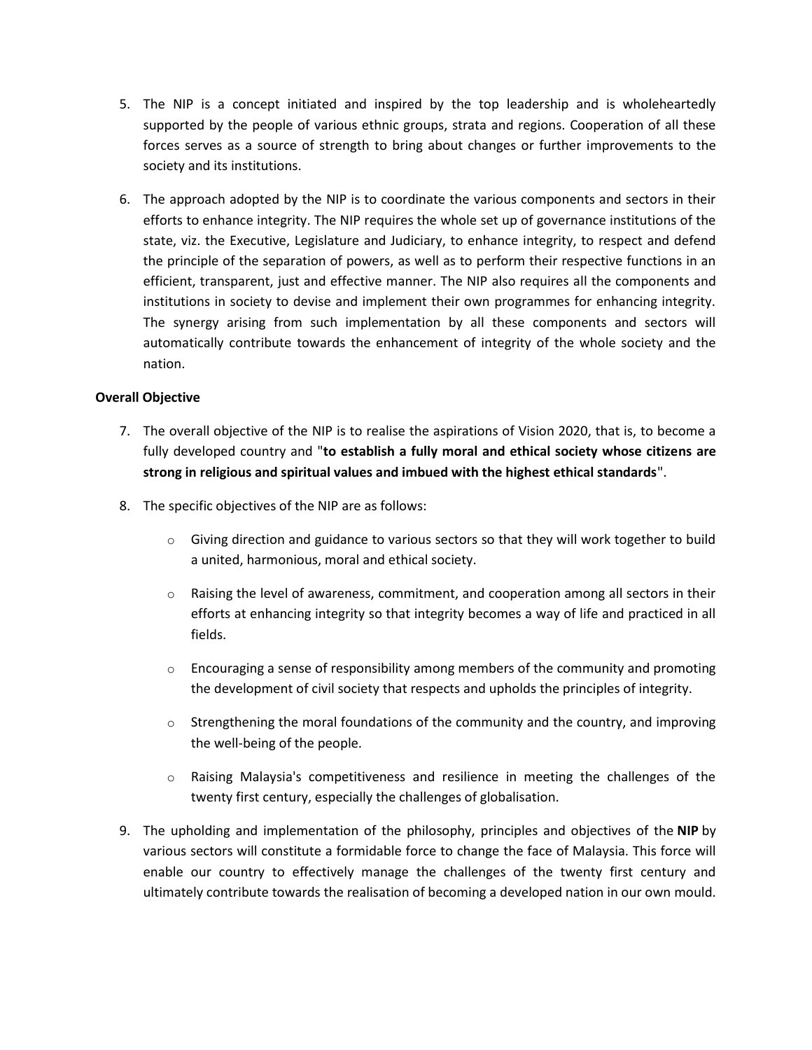5. The NIP is a concept initiated and inspired by the top leadership and is wholeheartedly supported by the people of various ethnic groups, strata and regions. Cooperation of all these forces serves as a source of strength to bring about changes or further improvements to the society and its institutions.

6. The approach adopted by the NIP is to coordinate the various components and sectors in their efforts to enhance integrity. The NIP requires the whole set up of governance institutions of the state, viz. the Executive, Legislature and Judiciary, to enhance integrity, to respect and defend the principle of the separation of powers, as well as to perform their respective functions in an efficient, transparent, just and effective manner. The NIP also requires all the components and institutions in society to devise and implement their own programmes for enhancing integrity. The synergy arising from such implementation by all these components and sectors will automatically contribute towards the enhancement of integrity of the whole society and the nation.

**Overall Objective**

7. The overall objective of the NIP is to realise the aspirations of Vision 2020, that is, to become a fully developed country and "**to establish a fully moral and ethical society whose citizens are strong in religious and spiritual values and imbued with the highest ethical standards**".

8. The specific objectives of the NIP are as follows:

    - Giving direction and guidance to various sectors so that they will work together to build a united, harmonious, moral and ethical society.
    - Raising the level of awareness, commitment, and cooperation among all sectors in their efforts at enhancing integrity so that integrity becomes a way of life and practiced in all fields.
    - Encouraging a sense of responsibility among members of the community and promoting the development of civil society that respects and upholds the principles of integrity.
    - Strengthening the moral foundations of the community and the country, and improving the well-being of the people.
    - Raising Malaysia's competitiveness and resilience in meeting the challenges of the twenty first century, especially the challenges of globalisation.

9. The upholding and implementation of the philosophy, principles and objectives of the **NIP** by various sectors will constitute a formidable force to change the face of Malaysia. This force will enable our country to effectively manage the challenges of the twenty first century and ultimately contribute towards the realisation of becoming a developed nation in our own mould.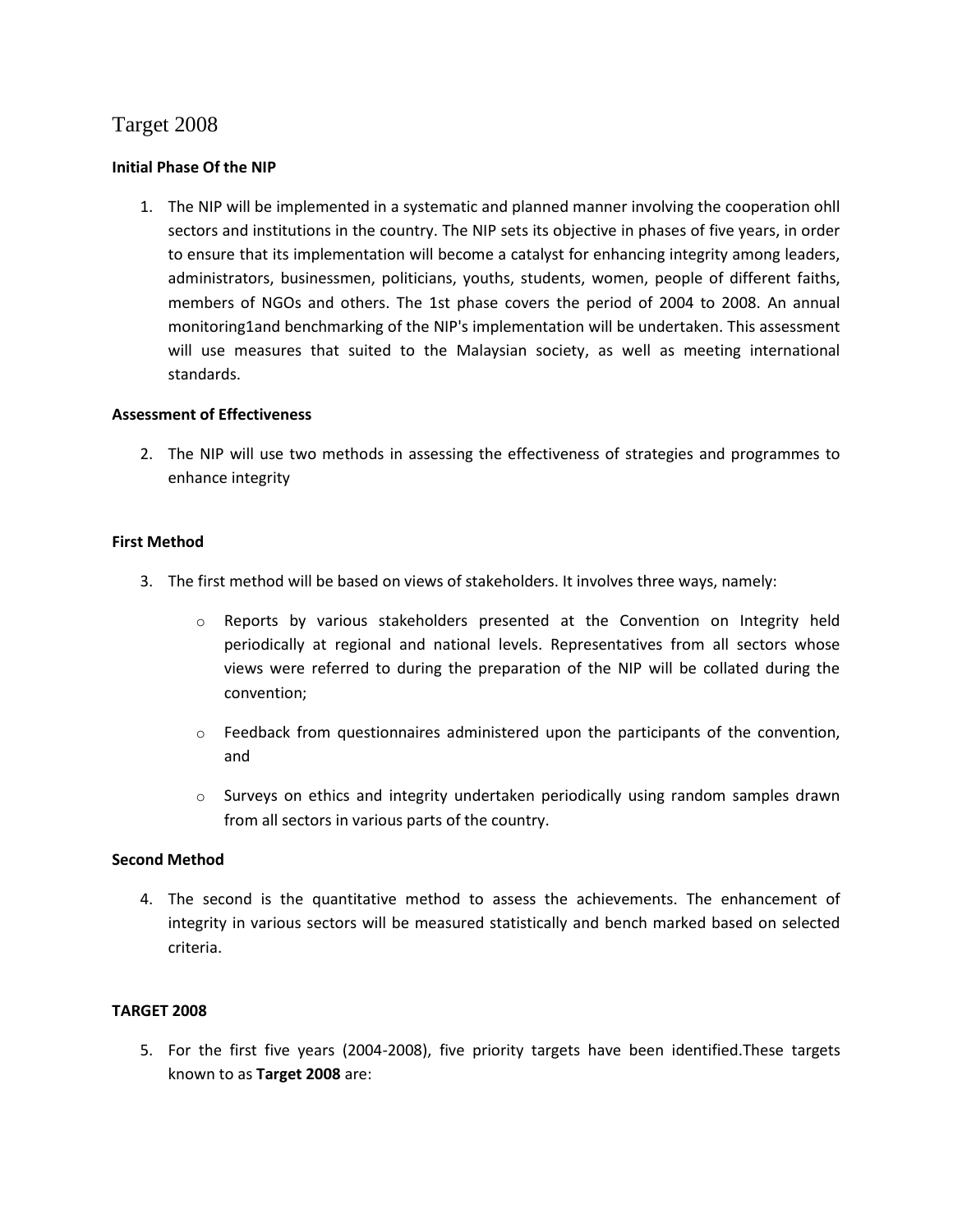# Target 2008

**Initial Phase Of the NIP**

1. The NIP will be implemented in a systematic and planned manner involving the cooperation ohll sectors and institutions in the country. The NIP sets its objective in phases of five years, in order to ensure that its implementation will become a catalyst for enhancing integrity among leaders, administrators, businessmen, politicians, youths, students, women, people of different faiths, members of NGOs and others. The 1st phase covers the period of 2004 to 2008. An annual monitoring1and benchmarking of the NIP's implementation will be undertaken. This assessment will use measures that suited to the Malaysian society, as well as meeting international standards.

**Assessment of Effectiveness**

2. The NIP will use two methods in assessing the effectiveness of strategies and programmes to enhance integrity

**First Method**

3. The first method will be based on views of stakeholders. It involves three ways, namely:

    - Reports by various stakeholders presented at the Convention on Integrity held periodically at regional and national levels. Representatives from all sectors whose views were referred to during the preparation of the NIP will be collated during the convention;
    - Feedback from questionnaires administered upon the participants of the convention, and
    - Surveys on ethics and integrity undertaken periodically using random samples drawn from all sectors in various parts of the country.

**Second Method**

4. The second is the quantitative method to assess the achievements. The enhancement of integrity in various sectors will be measured statistically and bench marked based on selected criteria.

**TARGET 2008**

5. For the first five years (2004-2008), five priority targets have been identified.These targets known to as **Target 2008** are: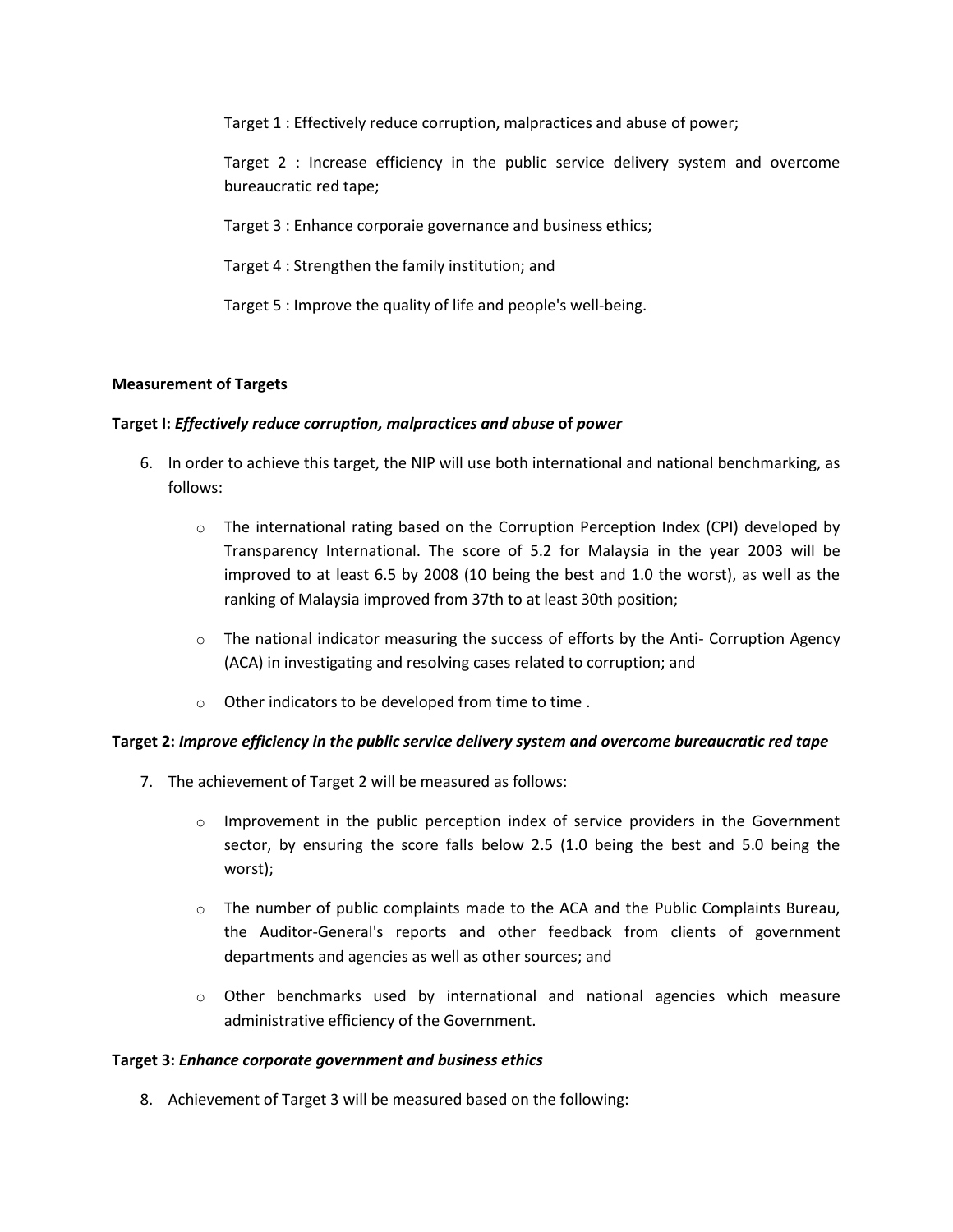Target 1 : Effectively reduce corruption, malpractices and abuse of power;

Target 2 : Increase efficiency in the public service delivery system and overcome bureaucratic red tape;

Target 3 : Enhance corporaie governance and business ethics;

Target 4 : Strengthen the family institution; and

Target 5 : Improve the quality of life and people's well-being.

**Measurement of Targets**

**Target I:** ***Effectively reduce corruption, malpractices and abuse*** **of** ***power***

6. In order to achieve this target, the NIP will use both international and national benchmarking, as follows:

   - The international rating based on the Corruption Perception Index (CPI) developed by Transparency International. The score of 5.2 for Malaysia in the year 2003 will be improved to at least 6.5 by 2008 (10 being the best and 1.0 the worst), as well as the ranking of Malaysia improved from 37th to at least 30th position;
   - The national indicator measuring the success of efforts by the Anti- Corruption Agency (ACA) in investigating and resolving cases related to corruption; and
   - Other indicators to be developed from time to time .

**Target 2:** ***Improve efficiency in the public service delivery system and overcome bureaucratic red tape***

7. The achievement of Target 2 will be measured as follows:

   - Improvement in the public perception index of service providers in the Government sector, by ensuring the score falls below 2.5 (1.0 being the best and 5.0 being the worst);
   - The number of public complaints made to the ACA and the Public Complaints Bureau, the Auditor-General's reports and other feedback from clients of government departments and agencies as well as other sources; and
   - Other benchmarks used by international and national agencies which measure administrative efficiency of the Government.

**Target 3:** ***Enhance corporate government and business ethics***

8. Achievement of Target 3 will be measured based on the following: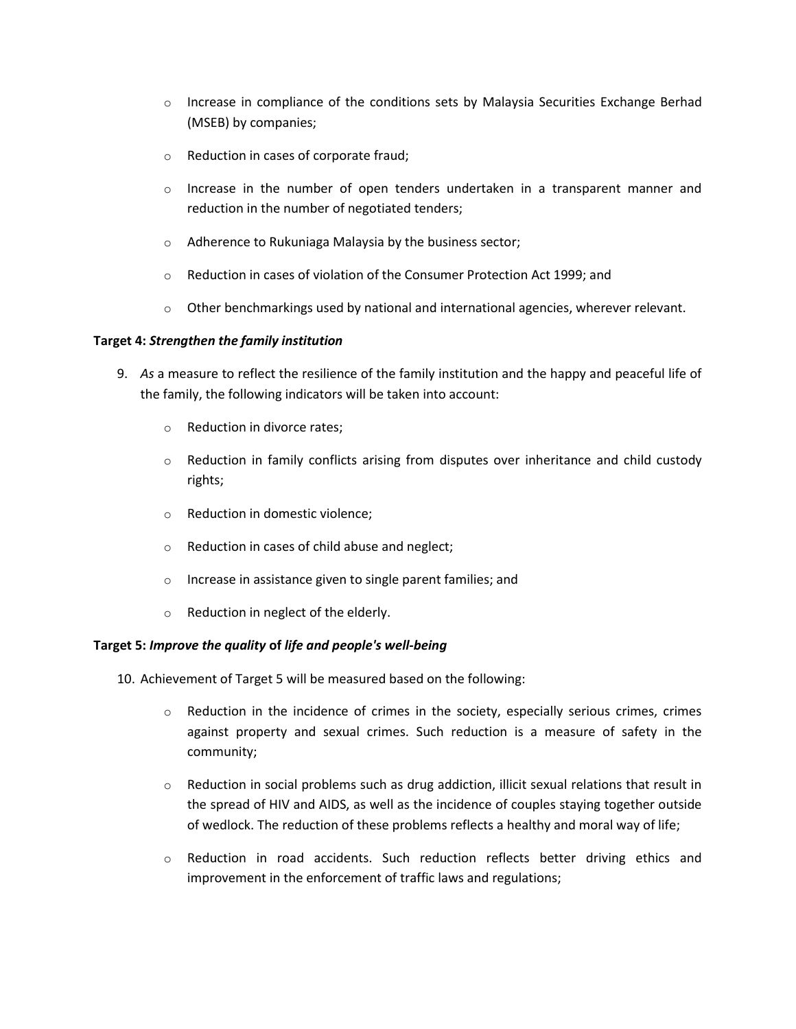- Increase in compliance of the conditions sets by Malaysia Securities Exchange Berhad (MSEB) by companies;
- Reduction in cases of corporate fraud;
- Increase in the number of open tenders undertaken in a transparent manner and reduction in the number of negotiated tenders;
- Adherence to Rukuniaga Malaysia by the business sector;
- Reduction in cases of violation of the Consumer Protection Act 1999; and
- Other benchmarkings used by national and international agencies, wherever relevant.

**Target 4:** ***Strengthen the family institution***

9. *As* a measure to reflect the resilience of the family institution and the happy and peaceful life of the family, the following indicators will be taken into account:

   - Reduction in divorce rates;
   - Reduction in family conflicts arising from disputes over inheritance and child custody rights;
   - Reduction in domestic violence;
   - Reduction in cases of child abuse and neglect;
   - Increase in assistance given to single parent families; and
   - Reduction in neglect of the elderly.

**Target 5:** ***Improve the quality*** **of** ***life and people's well-being***

10. Achievement of Target 5 will be measured based on the following:

    - Reduction in the incidence of crimes in the society, especially serious crimes, crimes against property and sexual crimes. Such reduction is a measure of safety in the community;
    - Reduction in social problems such as drug addiction, illicit sexual relations that result in the spread of HIV and AIDS, as well as the incidence of couples staying together outside of wedlock. The reduction of these problems reflects a healthy and moral way of life;
    - Reduction in road accidents. Such reduction reflects better driving ethics and improvement in the enforcement of traffic laws and regulations;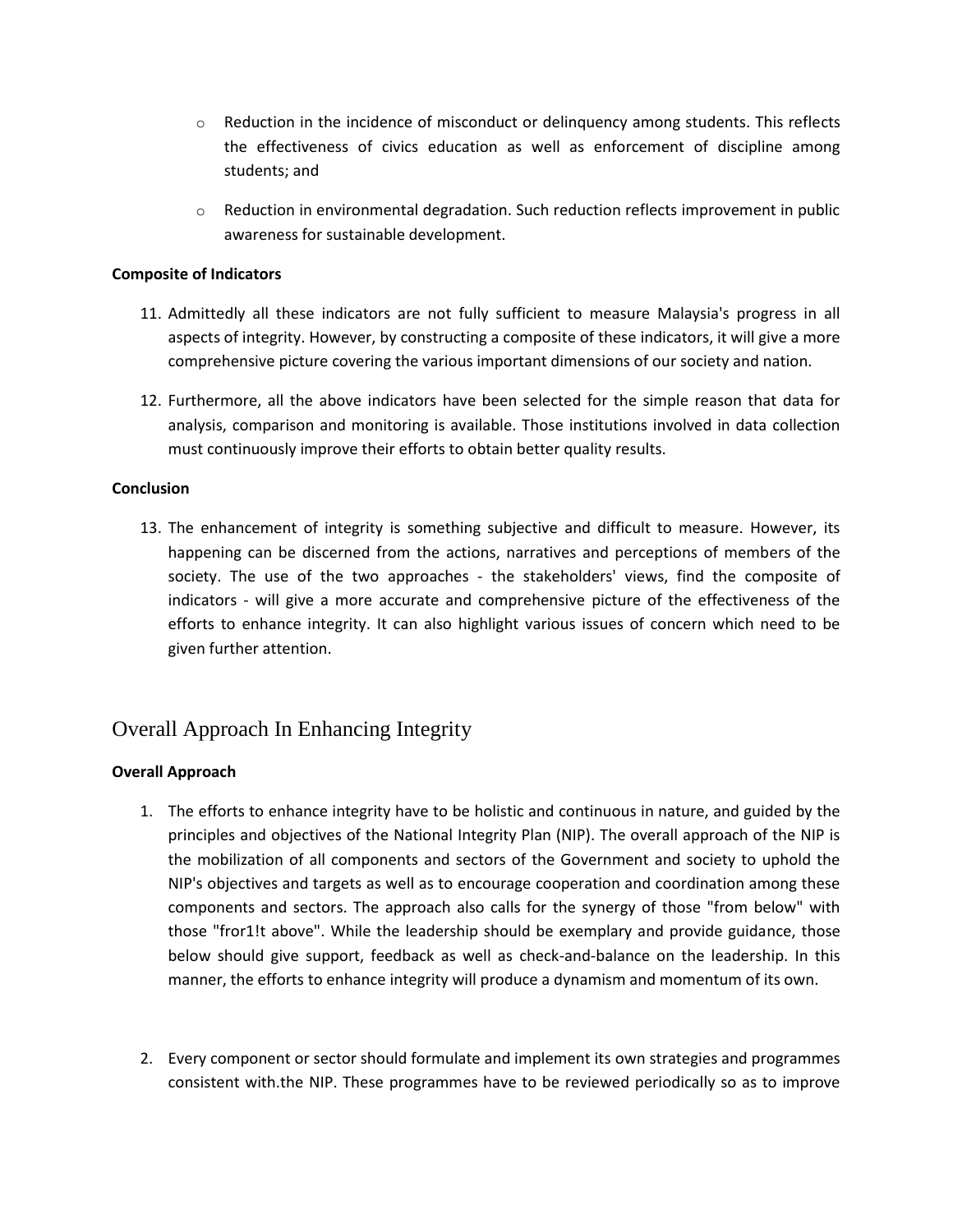- Reduction in the incidence of misconduct or delinquency among students. This reflects the effectiveness of civics education as well as enforcement of discipline among students; and
- Reduction in environmental degradation. Such reduction reflects improvement in public awareness for sustainable development.

**Composite of Indicators**

11. Admittedly all these indicators are not fully sufficient to measure Malaysia's progress in all aspects of integrity. However, by constructing a composite of these indicators, it will give a more comprehensive picture covering the various important dimensions of our society and nation.

12. Furthermore, all the above indicators have been selected for the simple reason that data for analysis, comparison and monitoring is available. Those institutions involved in data collection must continuously improve their efforts to obtain better quality results.

**Conclusion**

13. The enhancement of integrity is something subjective and difficult to measure. However, its happening can be discerned from the actions, narratives and perceptions of members of the society. The use of the two approaches - the stakeholders' views, find the composite of indicators - will give a more accurate and comprehensive picture of the effectiveness of the efforts to enhance integrity. It can also highlight various issues of concern which need to be given further attention.

## Overall Approach In Enhancing Integrity

**Overall Approach**

1. The efforts to enhance integrity have to be holistic and continuous in nature, and guided by the principles and objectives of the National Integrity Plan (NIP). The overall approach of the NIP is the mobilization of all components and sectors of the Government and society to uphold the NIP's objectives and targets as well as to encourage cooperation and coordination among these components and sectors. The approach also calls for the synergy of those "from below" with those "fror1!t above". While the leadership should be exemplary and provide guidance, those below should give support, feedback as well as check-and-balance on the leadership. In this manner, the efforts to enhance integrity will produce a dynamism and momentum of its own.

2. Every component or sector should formulate and implement its own strategies and programmes consistent with.the NIP. These programmes have to be reviewed periodically so as to improve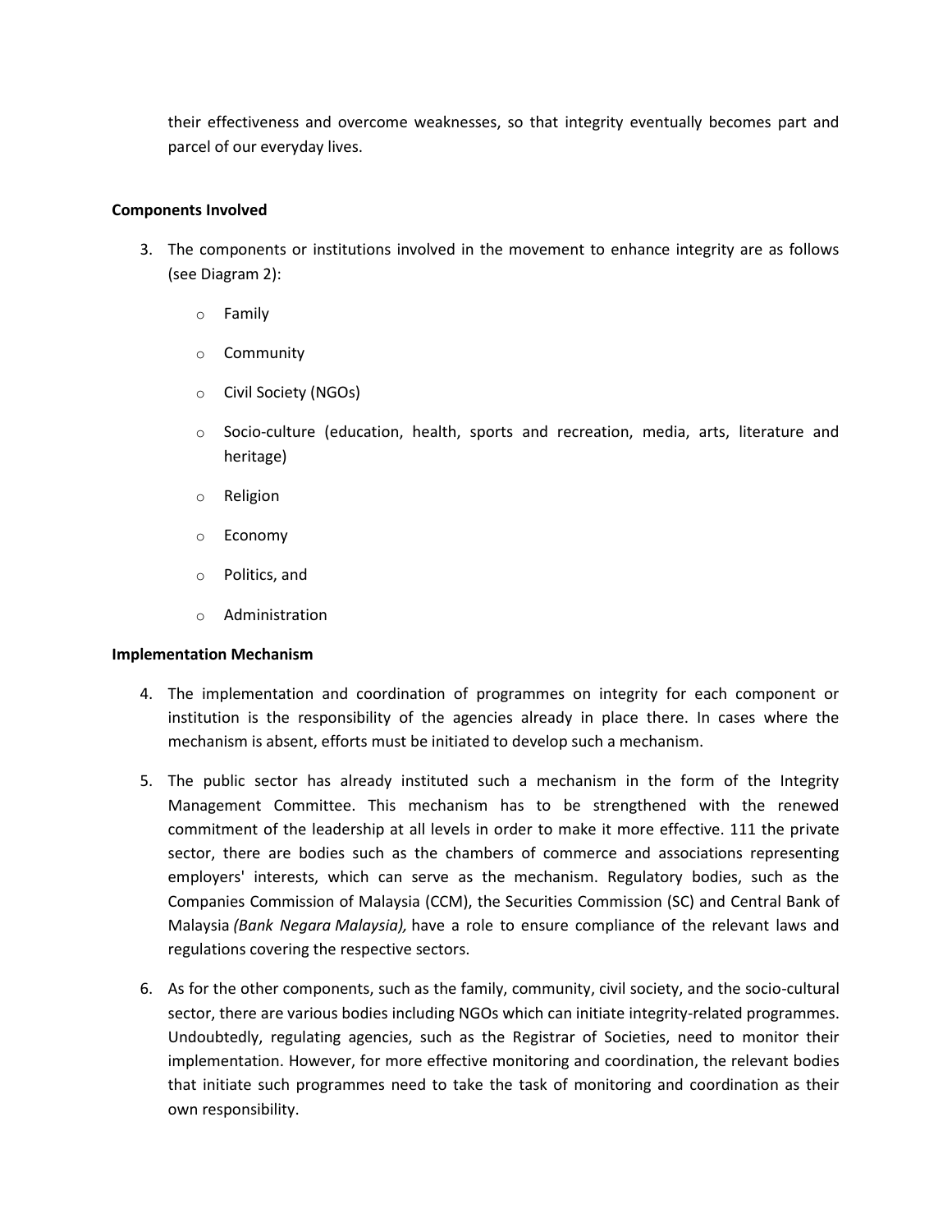their effectiveness and overcome weaknesses, so that integrity eventually becomes part and parcel of our everyday lives.

**Components Involved**

3. The components or institutions involved in the movement to enhance integrity are as follows (see Diagram 2):

    - Family
    - Community
    - Civil Society (NGOs)
    - Socio-culture (education, health, sports and recreation, media, arts, literature and heritage)
    - Religion
    - Economy
    - Politics, and
    - Administration

**Implementation Mechanism**

4. The implementation and coordination of programmes on integrity for each component or institution is the responsibility of the agencies already in place there. In cases where the mechanism is absent, efforts must be initiated to develop such a mechanism.

5. The public sector has already instituted such a mechanism in the form of the Integrity Management Committee. This mechanism has to be strengthened with the renewed commitment of the leadership at all levels in order to make it more effective. 111 the private sector, there are bodies such as the chambers of commerce and associations representing employers' interests, which can serve as the mechanism. Regulatory bodies, such as the Companies Commission of Malaysia (CCM), the Securities Commission (SC) and Central Bank of Malaysia *(Bank Negara Malaysia),* have a role to ensure compliance of the relevant laws and regulations covering the respective sectors.

6. As for the other components, such as the family, community, civil society, and the socio-cultural sector, there are various bodies including NGOs which can initiate integrity-related programmes. Undoubtedly, regulating agencies, such as the Registrar of Societies, need to monitor their implementation. However, for more effective monitoring and coordination, the relevant bodies that initiate such programmes need to take the task of monitoring and coordination as their own responsibility.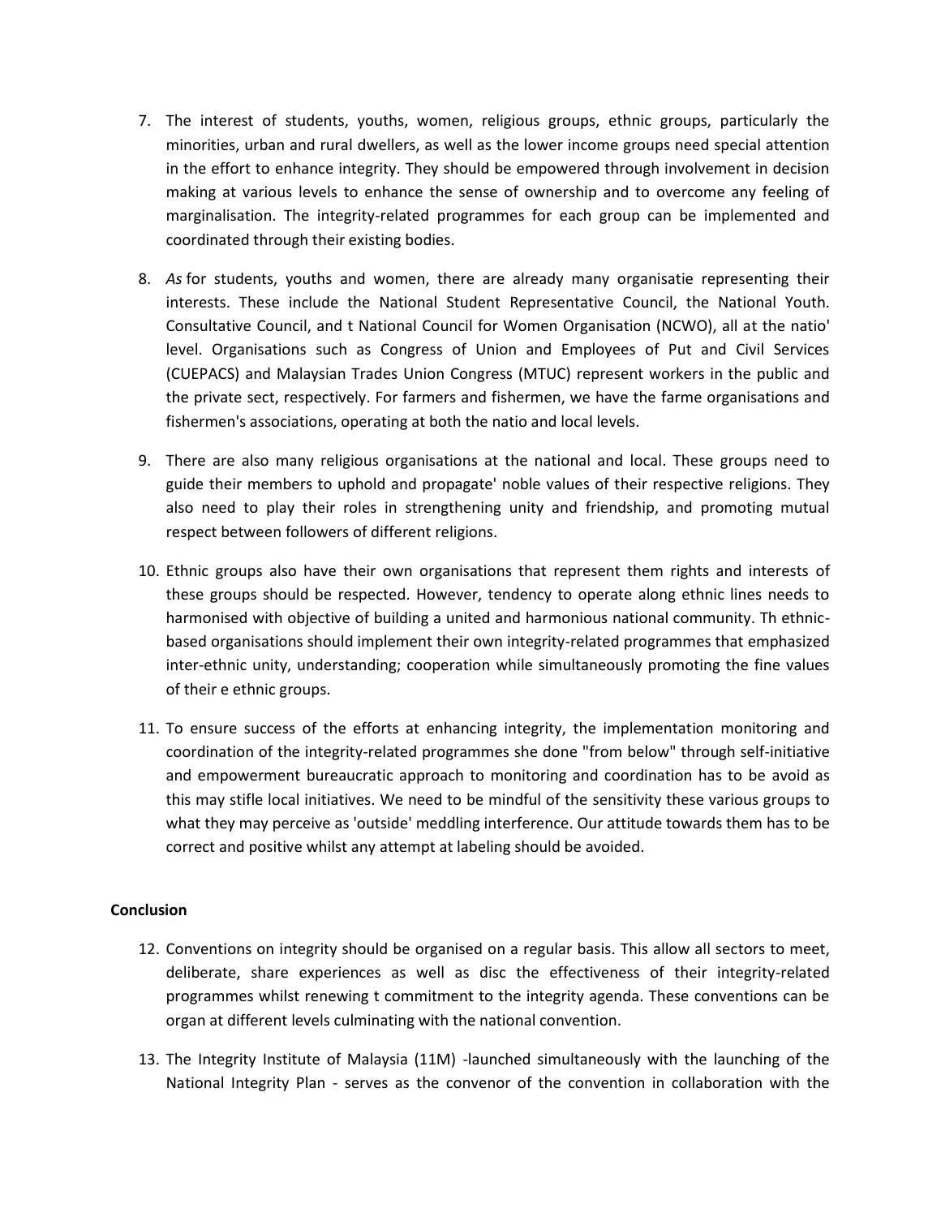7. The interest of students, youths, women, religious groups, ethnic groups, particularly the minorities, urban and rural dwellers, as well as the lower income groups need special attention in the effort to enhance integrity. They should be empowered through involvement in decision making at various levels to enhance the sense of ownership and to overcome any feeling of marginalisation. The integrity-related programmes for each group can be implemented and coordinated through their existing bodies.

8. *As* for students, youths and women, there are already many organisatie representing their interests. These include the National Student Representative Council, the National Youth. Consultative Council, and t National Council for Women Organisation (NCWO), all at the natio' level. Organisations such as Congress of Union and Employees of Put and Civil Services (CUEPACS) and Malaysian Trades Union Congress (MTUC) represent workers in the public and the private sect, respectively. For farmers and fishermen, we have the farme organisations and fishermen's associations, operating at both the natio and local levels.

9. There are also many religious organisations at the national and local. These groups need to guide their members to uphold and propagate' noble values of their respective religions. They also need to play their roles in strengthening unity and friendship, and promoting mutual respect between followers of different religions.

10. Ethnic groups also have their own organisations that represent them rights and interests of these groups should be respected. However, tendency to operate along ethnic lines needs to harmonised with objective of building a united and harmonious national community. Th ethnic-based organisations should implement their own integrity-related programmes that emphasized inter-ethnic unity, understanding; cooperation while simultaneously promoting the fine values of their e ethnic groups.

11. To ensure success of the efforts at enhancing integrity, the implementation monitoring and coordination of the integrity-related programmes she done "from below" through self-initiative and empowerment bureaucratic approach to monitoring and coordination has to be avoid as this may stifle local initiatives. We need to be mindful of the sensitivity these various groups to what they may perceive as 'outside' meddling interference. Our attitude towards them has to be correct and positive whilst any attempt at labeling should be avoided.

**Conclusion**

12. Conventions on integrity should be organised on a regular basis. This allow all sectors to meet, deliberate, share experiences as well as disc the effectiveness of their integrity-related programmes whilst renewing t commitment to the integrity agenda. These conventions can be organ at different levels culminating with the national convention.

13. The Integrity Institute of Malaysia (11M) -launched simultaneously with the launching of the National Integrity Plan - serves as the convenor of the convention in collaboration with the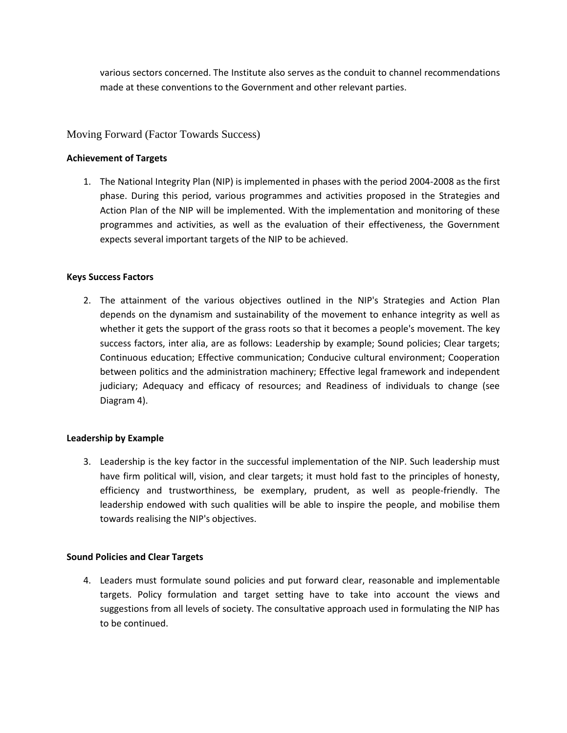various sectors concerned. The Institute also serves as the conduit to channel recommendations made at these conventions to the Government and other relevant parties.

## Moving Forward (Factor Towards Success)

**Achievement of Targets**

1. The National Integrity Plan (NIP) is implemented in phases with the period 2004-2008 as the first phase. During this period, various programmes and activities proposed in the Strategies and Action Plan of the NIP will be implemented. With the implementation and monitoring of these programmes and activities, as well as the evaluation of their effectiveness, the Government expects several important targets of the NIP to be achieved.

**Keys Success Factors**

2. The attainment of the various objectives outlined in the NIP's Strategies and Action Plan depends on the dynamism and sustainability of the movement to enhance integrity as well as whether it gets the support of the grass roots so that it becomes a people's movement. The key success factors, inter alia, are as follows: Leadership by example; Sound policies; Clear targets; Continuous education; Effective communication; Conducive cultural environment; Cooperation between politics and the administration machinery; Effective legal framework and independent judiciary; Adequacy and efficacy of resources; and Readiness of individuals to change (see Diagram 4).

**Leadership by Example**

3. Leadership is the key factor in the successful implementation of the NIP. Such leadership must have firm political will, vision, and clear targets; it must hold fast to the principles of honesty, efficiency and trustworthiness, be exemplary, prudent, as well as people-friendly. The leadership endowed with such qualities will be able to inspire the people, and mobilise them towards realising the NIP's objectives.

**Sound Policies and Clear Targets**

4. Leaders must formulate sound policies and put forward clear, reasonable and implementable targets. Policy formulation and target setting have to take into account the views and suggestions from all levels of society. The consultative approach used in formulating the NIP has to be continued.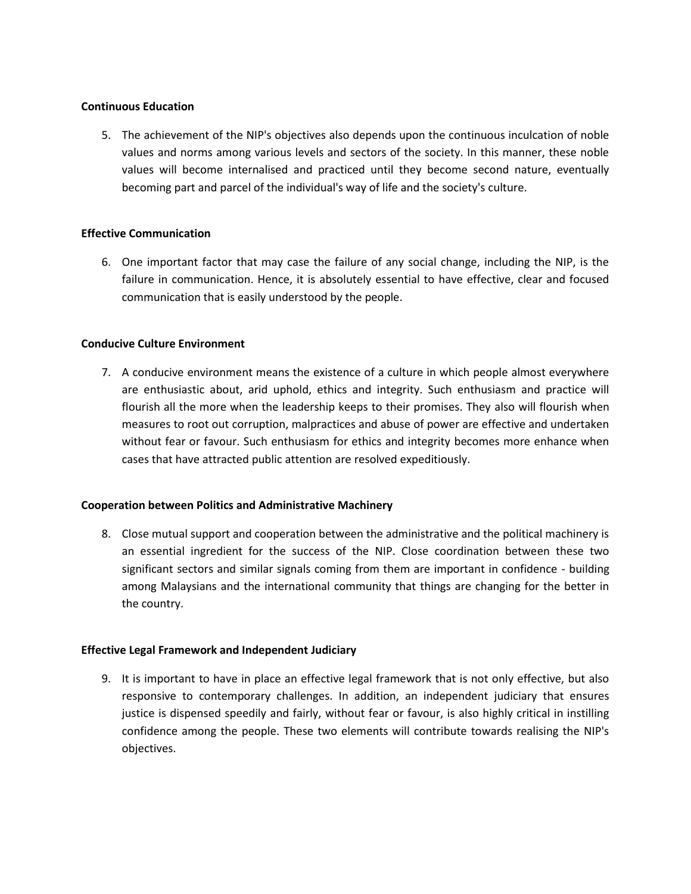**Continuous Education**

5. The achievement of the NIP's objectives also depends upon the continuous inculcation of noble values and norms among various levels and sectors of the society. In this manner, these noble values will become internalised and practiced until they become second nature, eventually becoming part and parcel of the individual's way of life and the society's culture.

**Effective Communication**

6. One important factor that may case the failure of any social change, including the NIP, is the failure in communication. Hence, it is absolutely essential to have effective, clear and focused communication that is easily understood by the people.

**Conducive Culture Environment**

7. A conducive environment means the existence of a culture in which people almost everywhere are enthusiastic about, arid uphold, ethics and integrity. Such enthusiasm and practice will flourish all the more when the leadership keeps to their promises. They also will flourish when measures to root out corruption, malpractices and abuse of power are effective and undertaken without fear or favour. Such enthusiasm for ethics and integrity becomes more enhance when cases that have attracted public attention are resolved expeditiously.

**Cooperation between Politics and Administrative Machinery**

8. Close mutual support and cooperation between the administrative and the political machinery is an essential ingredient for the success of the NIP. Close coordination between these two significant sectors and similar signals coming from them are important in confidence - building among Malaysians and the international community that things are changing for the better in the country.

**Effective Legal Framework and Independent Judiciary**

9. It is important to have in place an effective legal framework that is not only effective, but also responsive to contemporary challenges. In addition, an independent judiciary that ensures justice is dispensed speedily and fairly, without fear or favour, is also highly critical in instilling confidence among the people. These two elements will contribute towards realising the NIP's objectives.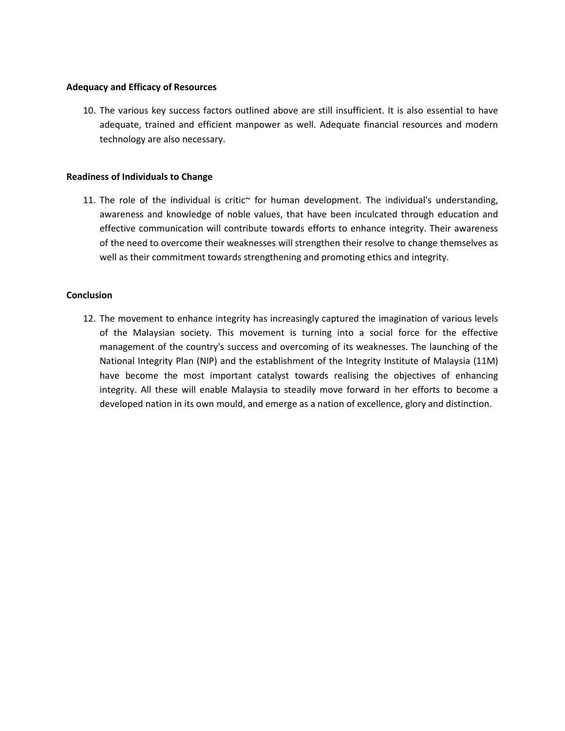**Adequacy and Efficacy of Resources**

10. The various key success factors outlined above are still insufficient. It is also essential to have adequate, trained and efficient manpower as well. Adequate financial resources and modern technology are also necessary.

**Readiness of Individuals to Change**

11. The role of the individual is critic~ for human development. The individual's understanding, awareness and knowledge of noble values, that have been inculcated through education and effective communication will contribute towards efforts to enhance integrity. Their awareness of the need to overcome their weaknesses will strengthen their resolve to change themselves as well as their commitment towards strengthening and promoting ethics and integrity.

**Conclusion**

12. The movement to enhance integrity has increasingly captured the imagination of various levels of the Malaysian society. This movement is turning into a social force for the effective management of the country's success and overcoming of its weaknesses. The launching of the National Integrity Plan (NIP) and the establishment of the Integrity Institute of Malaysia (11M) have become the most important catalyst towards realising the objectives of enhancing integrity. All these will enable Malaysia to steadily move forward in her efforts to become a developed nation in its own mould, and emerge as a nation of excellence, glory and distinction.